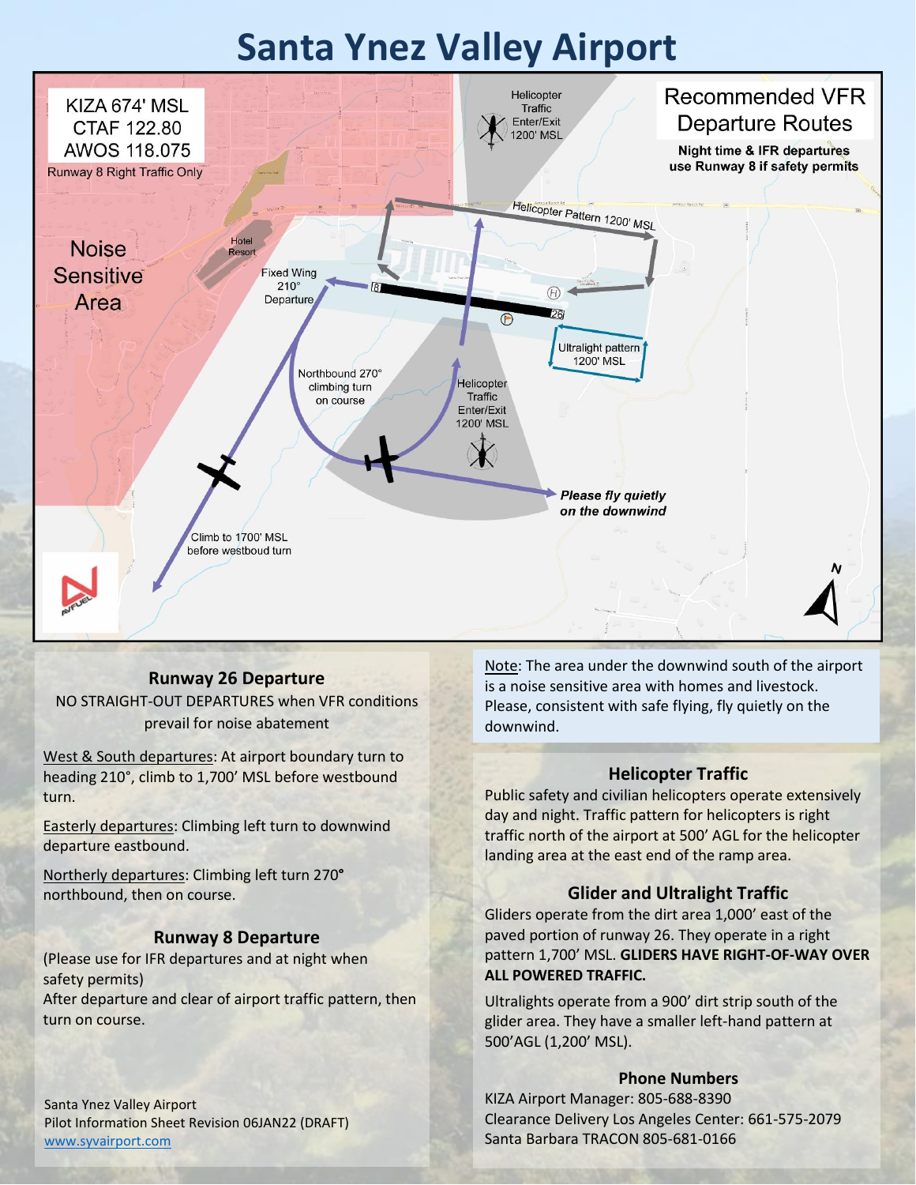# Santa Ynez Valley Airport

KIZA 674' MSL
CTAF 122.80
AWOS 118.075
Runway 8 Right Traffic Only

Noise Sensitive Area

Hotel Resort

Helicopter Traffic Enter/Exit 1200' MSL

Recommended VFR Departure Routes

**Night time & IFR departures use Runway 8 if safety permits**

Helicopter Pattern 1200' MSL

Fixed Wing 210° Departure

Ultralight pattern 1200' MSL

Northbound 270° climbing turn on course

Helicopter Traffic Enter/Exit 1200' MSL

***Please fly quietly on the downwind***

Climb to 1700' MSL before westboud turn

## Runway 26 Departure

NO STRAIGHT-OUT DEPARTURES when VFR conditions prevail for noise abatement

West & South departures: At airport boundary turn to heading 210°, climb to 1,700' MSL before westbound turn.

Easterly departures: Climbing left turn to downwind departure eastbound.

Northerly departures: Climbing left turn 270° northbound, then on course.

## Runway 8 Departure

(Please use for IFR departures and at night when safety permits)
After departure and clear of airport traffic pattern, then turn on course.

Santa Ynez Valley Airport
Pilot Information Sheet Revision 06JAN22 (DRAFT)
www.syvairport.com

Note: The area under the downwind south of the airport is a noise sensitive area with homes and livestock. Please, consistent with safe flying, fly quietly on the downwind.

## Helicopter Traffic

Public safety and civilian helicopters operate extensively day and night. Traffic pattern for helicopters is right traffic north of the airport at 500' AGL for the helicopter landing area at the east end of the ramp area.

## Glider and Ultralight Traffic

Gliders operate from the dirt area 1,000' east of the paved portion of runway 26. They operate in a right pattern 1,700' MSL. **GLIDERS HAVE RIGHT-OF-WAY OVER ALL POWERED TRAFFIC.**

Ultralights operate from a 900' dirt strip south of the glider area. They have a smaller left-hand pattern at 500'AGL (1,200' MSL).

## Phone Numbers

KIZA Airport Manager: 805-688-8390
Clearance Delivery Los Angeles Center: 661-575-2079
Santa Barbara TRACON 805-681-0166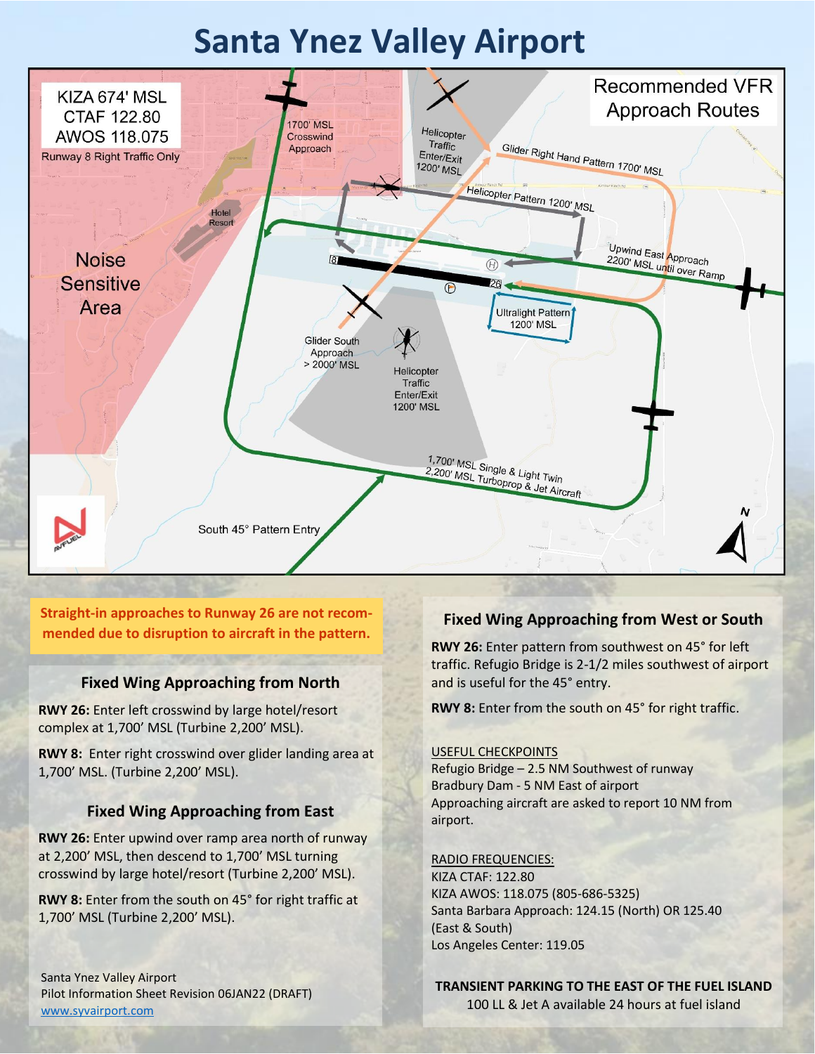# Santa Ynez Valley Airport

KIZA 674' MSL
CTAF 122.80
AWOS 118.075

Runway 8 Right Traffic Only

Recommended VFR Approach Routes

1700' MSL Crosswind Approach

Helicopter Traffic Enter/Exit 1200' MSL

Glider Right Hand Pattern 1700' MSL

Helicopter Pattern 1200' MSL

Hotel Resort

Noise Sensitive Area

Upwind East Approach 2200' MSL until over Ramp

Ultralight Pattern 1200' MSL

Glider South Approach > 2000' MSL

Helicopter Traffic Enter/Exit 1200' MSL

1,700' MSL Single & Light Twin
2,200' MSL Turboprop & Jet Aircraft

South 45° Pattern Entry

**Straight-in approaches to Runway 26 are not recommended due to disruption to aircraft in the pattern.**

### Fixed Wing Approaching from North

**RWY 26:** Enter left crosswind by large hotel/resort complex at 1,700' MSL (Turbine 2,200' MSL).

**RWY 8:** Enter right crosswind over glider landing area at 1,700' MSL. (Turbine 2,200' MSL).

### Fixed Wing Approaching from East

**RWY 26:** Enter upwind over ramp area north of runway at 2,200' MSL, then descend to 1,700' MSL turning crosswind by large hotel/resort (Turbine 2,200' MSL).

**RWY 8:** Enter from the south on 45° for right traffic at 1,700' MSL (Turbine 2,200' MSL).

Santa Ynez Valley Airport
Pilot Information Sheet Revision 06JAN22 (DRAFT)
www.syvairport.com

### Fixed Wing Approaching from West or South

**RWY 26:** Enter pattern from southwest on 45° for left traffic. Refugio Bridge is 2-1/2 miles southwest of airport and is useful for the 45° entry.

**RWY 8:** Enter from the south on 45° for right traffic.

USEFUL CHECKPOINTS
Refugio Bridge – 2.5 NM Southwest of runway
Bradbury Dam - 5 NM East of airport
Approaching aircraft are asked to report 10 NM from airport.

RADIO FREQUENCIES:
KIZA CTAF: 122.80
KIZA AWOS: 118.075 (805-686-5325)
Santa Barbara Approach: 124.15 (North) OR 125.40 (East & South)
Los Angeles Center: 119.05

**TRANSIENT PARKING TO THE EAST OF THE FUEL ISLAND**
100 LL & Jet A available 24 hours at fuel island